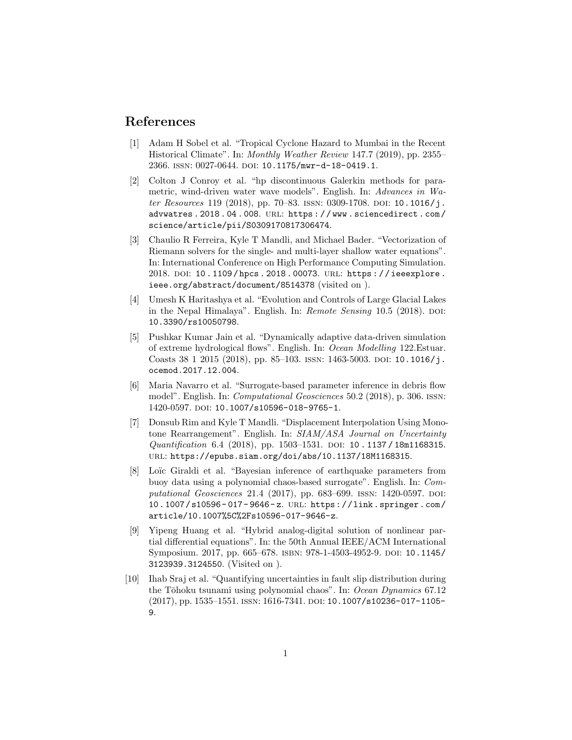# References

[1] Adam H Sobel et al. "Tropical Cyclone Hazard to Mumbai in the Recent Historical Climate". In: *Monthly Weather Review* 147.7 (2019), pp. 2355–2366. ISSN: 0027-0644. DOI: 10.1175/mwr-d-18-0419.1.

[2] Colton J Conroy et al. "hp discontinuous Galerkin methods for parametric, wind-driven water wave models". English. In: *Advances in Water Resources* 119 (2018), pp. 70–83. ISSN: 0309-1708. DOI: 10.1016/j.advwatres.2018.04.008. URL: https://www.sciencedirect.com/science/article/pii/S0309170817306474.

[3] Chaulio R Ferreira, Kyle T Mandli, and Michael Bader. "Vectorization of Riemann solvers for the single- and multi-layer shallow water equations". In: International Conference on High Performance Computing Simulation. 2018. DOI: 10.1109/hpcs.2018.00073. URL: https://ieeexplore.ieee.org/abstract/document/8514378 (visited on ).

[4] Umesh K Haritashya et al. "Evolution and Controls of Large Glacial Lakes in the Nepal Himalaya". English. In: *Remote Sensing* 10.5 (2018). DOI: 10.3390/rs10050798.

[5] Pushkar Kumar Jain et al. "Dynamically adaptive data-driven simulation of extreme hydrological flows". English. In: *Ocean Modelling* 122.Estuar. Coasts 38 1 2015 (2018), pp. 85–103. ISSN: 1463-5003. DOI: 10.1016/j.ocemod.2017.12.004.

[6] Maria Navarro et al. "Surrogate-based parameter inference in debris flow model". English. In: *Computational Geosciences* 50.2 (2018), p. 306. ISSN: 1420-0597. DOI: 10.1007/s10596-018-9765-1.

[7] Donsub Rim and Kyle T Mandli. "Displacement Interpolation Using Monotone Rearrangement". English. In: *SIAM/ASA Journal on Uncertainty Quantification* 6.4 (2018), pp. 1503–1531. DOI: 10.1137/18m1168315. URL: https://epubs.siam.org/doi/abs/10.1137/18M1168315.

[8] Loïc Giraldi et al. "Bayesian inference of earthquake parameters from buoy data using a polynomial chaos-based surrogate". English. In: *Computational Geosciences* 21.4 (2017), pp. 683–699. ISSN: 1420-0597. DOI: 10.1007/s10596-017-9646-z. URL: https://link.springer.com/article/10.1007%5C%2Fs10596-017-9646-z.

[9] Yipeng Huang et al. "Hybrid analog-digital solution of nonlinear partial differential equations". In: the 50th Annual IEEE/ACM International Symposium. 2017, pp. 665–678. ISBN: 978-1-4503-4952-9. DOI: 10.1145/3123939.3124550. (Visited on ).

[10] Ihab Sraj et al. "Quantifying uncertainties in fault slip distribution during the Tōhoku tsunami using polynomial chaos". In: *Ocean Dynamics* 67.12 (2017), pp. 1535–1551. ISSN: 1616-7341. DOI: 10.1007/s10236-017-1105-9.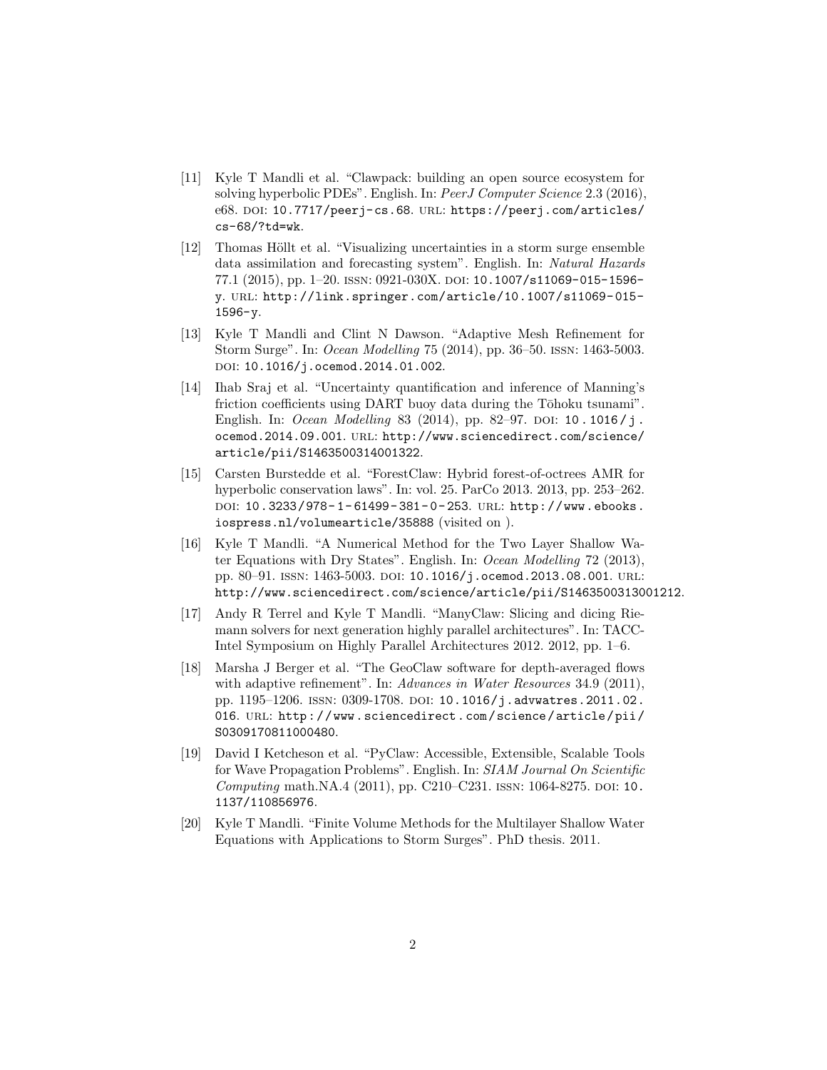[11] Kyle T Mandli et al. "Clawpack: building an open source ecosystem for solving hyperbolic PDEs". English. In: *PeerJ Computer Science* 2.3 (2016), e68. DOI: 10.7717/peerj-cs.68. URL: https://peerj.com/articles/cs-68/?td=wk.

[12] Thomas Höllt et al. "Visualizing uncertainties in a storm surge ensemble data assimilation and forecasting system". English. In: *Natural Hazards* 77.1 (2015), pp. 1–20. ISSN: 0921-030X. DOI: 10.1007/s11069-015-1596-y. URL: http://link.springer.com/article/10.1007/s11069-015-1596-y.

[13] Kyle T Mandli and Clint N Dawson. "Adaptive Mesh Refinement for Storm Surge". In: *Ocean Modelling* 75 (2014), pp. 36–50. ISSN: 1463-5003. DOI: 10.1016/j.ocemod.2014.01.002.

[14] Ihab Sraj et al. "Uncertainty quantification and inference of Manning's friction coefficients using DART buoy data during the Tōhoku tsunami". English. In: *Ocean Modelling* 83 (2014), pp. 82–97. DOI: 10.1016/j.ocemod.2014.09.001. URL: http://www.sciencedirect.com/science/article/pii/S1463500314001322.

[15] Carsten Burstedde et al. "ForestClaw: Hybrid forest-of-octrees AMR for hyperbolic conservation laws". In: vol. 25. ParCo 2013. 2013, pp. 253–262. DOI: 10.3233/978-1-61499-381-0-253. URL: http://www.ebooks.iospress.nl/volumearticle/35888 (visited on ).

[16] Kyle T Mandli. "A Numerical Method for the Two Layer Shallow Water Equations with Dry States". English. In: *Ocean Modelling* 72 (2013), pp. 80–91. ISSN: 1463-5003. DOI: 10.1016/j.ocemod.2013.08.001. URL: http://www.sciencedirect.com/science/article/pii/S1463500313001212.

[17] Andy R Terrel and Kyle T Mandli. "ManyClaw: Slicing and dicing Riemann solvers for next generation highly parallel architectures". In: TACC-Intel Symposium on Highly Parallel Architectures 2012. 2012, pp. 1–6.

[18] Marsha J Berger et al. "The GeoClaw software for depth-averaged flows with adaptive refinement". In: *Advances in Water Resources* 34.9 (2011), pp. 1195–1206. ISSN: 0309-1708. DOI: 10.1016/j.advwatres.2011.02.016. URL: http://www.sciencedirect.com/science/article/pii/S0309170811000480.

[19] David I Ketcheson et al. "PyClaw: Accessible, Extensible, Scalable Tools for Wave Propagation Problems". English. In: *SIAM Journal On Scientific Computing* math.NA.4 (2011), pp. C210–C231. ISSN: 1064-8275. DOI: 10.1137/110856976.

[20] Kyle T Mandli. "Finite Volume Methods for the Multilayer Shallow Water Equations with Applications to Storm Surges". PhD thesis. 2011.